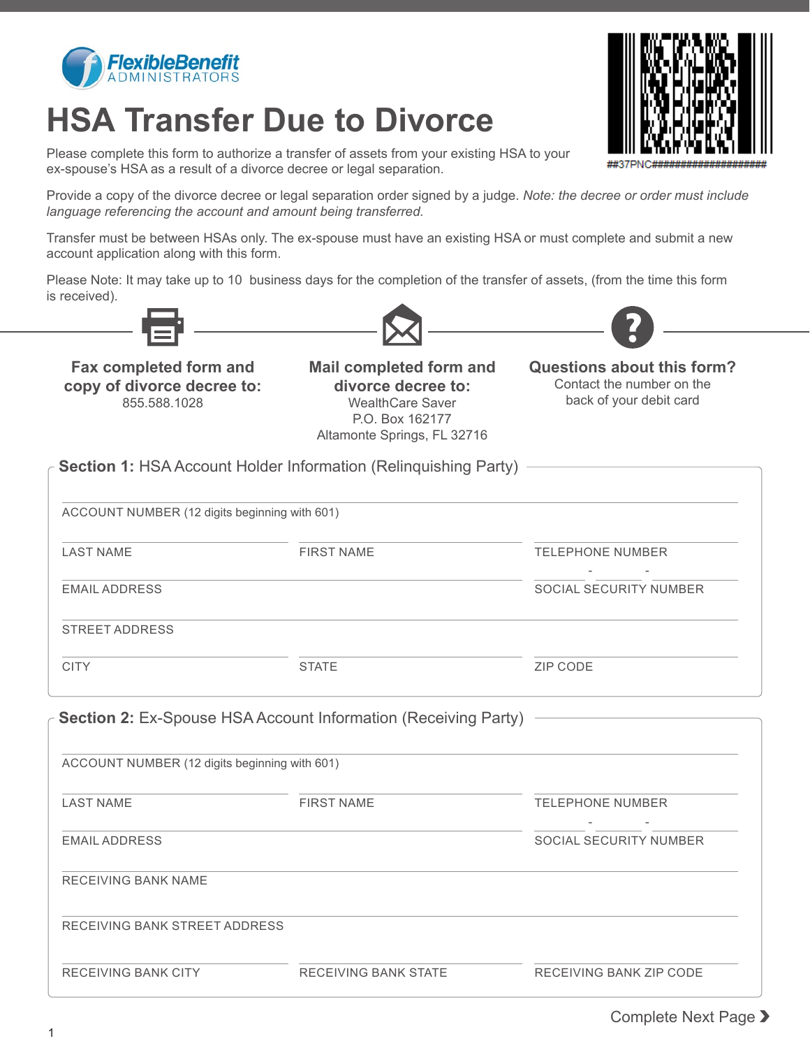FlexibleBenefit ADMINISTRATORS

# HSA Transfer Due to Divorce

##37PNC####################

Please complete this form to authorize a transfer of assets from your existing HSA to your ex-spouse's HSA as a result of a divorce decree or legal separation.

Provide a copy of the divorce decree or legal separation order signed by a judge. *Note: the decree or order must include language referencing the account and amount being transferred.*

Transfer must be between HSAs only. The ex-spouse must have an existing HSA or must complete and submit a new account application along with this form.

Please Note: It may take up to 10 business days for the completion of the transfer of assets, (from the time this form is received).

**Fax completed form and copy of divorce decree to:**
855.588.1028

**Mail completed form and divorce decree to:**
WealthCare Saver
P.O. Box 162177
Altamonte Springs, FL 32716

**Questions about this form?**
Contact the number on the back of your debit card

## Section 1: HSA Account Holder Information (Relinquishing Party)

ACCOUNT NUMBER (12 digits beginning with 601) ______________________

LAST NAME ______________ FIRST NAME ______________ TELEPHONE NUMBER ______________

EMAIL ADDRESS ______________________ SOCIAL SECURITY NUMBER ____ - ____ - ____

STREET ADDRESS ______________________

CITY ______________ STATE ______________ ZIP CODE ______________

## Section 2: Ex-Spouse HSA Account Information (Receiving Party)

ACCOUNT NUMBER (12 digits beginning with 601) ______________________

LAST NAME ______________ FIRST NAME ______________ TELEPHONE NUMBER ______________

EMAIL ADDRESS ______________________ SOCIAL SECURITY NUMBER ____ - ____ - ____

RECEIVING BANK NAME ______________________

RECEIVING BANK STREET ADDRESS ______________________

RECEIVING BANK CITY ______________ RECEIVING BANK STATE ______________ RECEIVING BANK ZIP CODE ______________

Complete Next Page ❯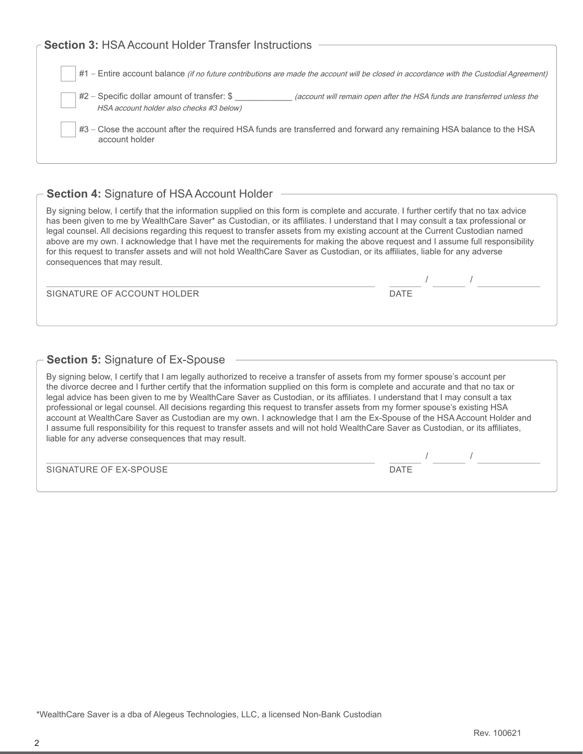## Section 3: HSA Account Holder Transfer Instructions

☐ #1 – Entire account balance *(if no future contributions are made the account will be closed in accordance with the Custodial Agreement)*

☐ #2 – Specific dollar amount of transfer: $ ____________ *(account will remain open after the HSA funds are transferred unless the HSA account holder also checks #3 below)*

☐ #3 – Close the account after the required HSA funds are transferred and forward any remaining HSA balance to the HSA account holder

## Section 4: Signature of HSA Account Holder

By signing below, I certify that the information supplied on this form is complete and accurate. I further certify that no tax advice has been given to me by WealthCare Saver* as Custodian, or its affiliates. I understand that I may consult a tax professional or legal counsel. All decisions regarding this request to transfer assets from my existing account at the Current Custodian named above are my own. I acknowledge that I have met the requirements for making the above request and I assume full responsibility for this request to transfer assets and will not hold WealthCare Saver as Custodian, or its affiliates, liable for any adverse consequences that may result.

_______________________________________________ &nbsp;&nbsp; ______ / ______ / __________

SIGNATURE OF ACCOUNT HOLDER &nbsp;&nbsp; DATE

## Section 5: Signature of Ex-Spouse

By signing below, I certify that I am legally authorized to receive a transfer of assets from my former spouse's account per the divorce decree and I further certify that the information supplied on this form is complete and accurate and that no tax or legal advice has been given to me by WealthCare Saver as Custodian, or its affiliates. I understand that I may consult a tax professional or legal counsel. All decisions regarding this request to transfer assets from my former spouse's existing HSA account at WealthCare Saver as Custodian are my own. I acknowledge that I am the Ex-Spouse of the HSA Account Holder and I assume full responsibility for this request to transfer assets and will not hold WealthCare Saver as Custodian, or its affiliates, liable for any adverse consequences that may result.

_______________________________________________ &nbsp;&nbsp; ______ / ______ / __________

SIGNATURE OF EX-SPOUSE &nbsp;&nbsp; DATE

*WealthCare Saver is a dba of Alegeus Technologies, LLC, a licensed Non-Bank Custodian

Rev. 100621